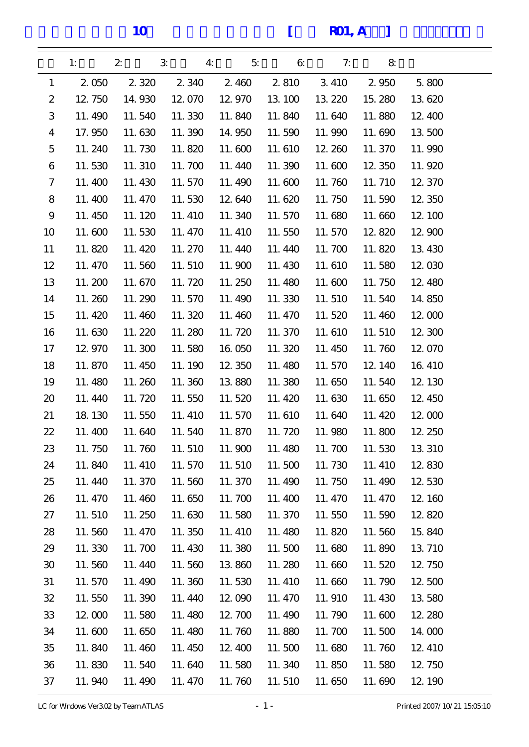# 10 [ R01, A ]

|  | 1: | 2: | 3: | 4: | 5: | 6: | 7: | 8: |
|---|---|---|---|---|---|---|---|---|
| 1 | 2.050 | 2.320 | 2.340 | 2.460 | 2.810 | 3.410 | 2.950 | 5.800 |
| 2 | 12.750 | 14.930 | 12.070 | 12.970 | 13.100 | 13.220 | 15.280 | 13.620 |
| 3 | 11.490 | 11.540 | 11.330 | 11.840 | 11.840 | 11.640 | 11.880 | 12.400 |
| 4 | 17.950 | 11.630 | 11.390 | 14.950 | 11.590 | 11.990 | 11.690 | 13.500 |
| 5 | 11.240 | 11.730 | 11.820 | 11.600 | 11.610 | 12.260 | 11.370 | 11.990 |
| 6 | 11.530 | 11.310 | 11.700 | 11.440 | 11.390 | 11.600 | 12.350 | 11.920 |
| 7 | 11.400 | 11.430 | 11.570 | 11.490 | 11.600 | 11.760 | 11.710 | 12.370 |
| 8 | 11.400 | 11.470 | 11.530 | 12.640 | 11.620 | 11.750 | 11.590 | 12.350 |
| 9 | 11.450 | 11.120 | 11.410 | 11.340 | 11.570 | 11.680 | 11.660 | 12.100 |
| 10 | 11.600 | 11.530 | 11.470 | 11.410 | 11.550 | 11.570 | 12.820 | 12.900 |
| 11 | 11.820 | 11.420 | 11.270 | 11.440 | 11.440 | 11.700 | 11.820 | 13.430 |
| 12 | 11.470 | 11.560 | 11.510 | 11.900 | 11.430 | 11.610 | 11.580 | 12.030 |
| 13 | 11.200 | 11.670 | 11.720 | 11.250 | 11.480 | 11.600 | 11.750 | 12.480 |
| 14 | 11.260 | 11.290 | 11.570 | 11.490 | 11.330 | 11.510 | 11.540 | 14.850 |
| 15 | 11.420 | 11.460 | 11.320 | 11.460 | 11.470 | 11.520 | 11.460 | 12.000 |
| 16 | 11.630 | 11.220 | 11.280 | 11.720 | 11.370 | 11.610 | 11.510 | 12.300 |
| 17 | 12.970 | 11.300 | 11.580 | 16.050 | 11.320 | 11.450 | 11.760 | 12.070 |
| 18 | 11.870 | 11.450 | 11.190 | 12.350 | 11.480 | 11.570 | 12.140 | 16.410 |
| 19 | 11.480 | 11.260 | 11.360 | 13.880 | 11.380 | 11.650 | 11.540 | 12.130 |
| 20 | 11.440 | 11.720 | 11.550 | 11.520 | 11.420 | 11.630 | 11.650 | 12.450 |
| 21 | 18.130 | 11.550 | 11.410 | 11.570 | 11.610 | 11.640 | 11.420 | 12.000 |
| 22 | 11.400 | 11.640 | 11.540 | 11.870 | 11.720 | 11.980 | 11.800 | 12.250 |
| 23 | 11.750 | 11.760 | 11.510 | 11.900 | 11.480 | 11.700 | 11.530 | 13.310 |
| 24 | 11.840 | 11.410 | 11.570 | 11.510 | 11.500 | 11.730 | 11.410 | 12.830 |
| 25 | 11.440 | 11.370 | 11.560 | 11.370 | 11.490 | 11.750 | 11.490 | 12.530 |
| 26 | 11.470 | 11.460 | 11.650 | 11.700 | 11.400 | 11.470 | 11.470 | 12.160 |
| 27 | 11.510 | 11.250 | 11.630 | 11.580 | 11.370 | 11.550 | 11.590 | 12.820 |
| 28 | 11.560 | 11.470 | 11.350 | 11.410 | 11.480 | 11.820 | 11.560 | 15.840 |
| 29 | 11.330 | 11.700 | 11.430 | 11.380 | 11.500 | 11.680 | 11.890 | 13.710 |
| 30 | 11.560 | 11.440 | 11.560 | 13.860 | 11.280 | 11.660 | 11.520 | 12.750 |
| 31 | 11.570 | 11.490 | 11.360 | 11.530 | 11.410 | 11.660 | 11.790 | 12.500 |
| 32 | 11.550 | 11.390 | 11.440 | 12.090 | 11.470 | 11.910 | 11.430 | 13.580 |
| 33 | 12.000 | 11.580 | 11.480 | 12.700 | 11.490 | 11.790 | 11.600 | 12.280 |
| 34 | 11.600 | 11.650 | 11.480 | 11.760 | 11.880 | 11.700 | 11.500 | 14.000 |
| 35 | 11.840 | 11.460 | 11.450 | 12.400 | 11.500 | 11.680 | 11.760 | 12.410 |
| 36 | 11.830 | 11.540 | 11.640 | 11.580 | 11.340 | 11.850 | 11.580 | 12.750 |
| 37 | 11.940 | 11.490 | 11.470 | 11.760 | 11.510 | 11.650 | 11.690 | 12.190 |

LC for Windows Ver3.02 by Team ATLAS    Printed 2007/10/21 15:05:10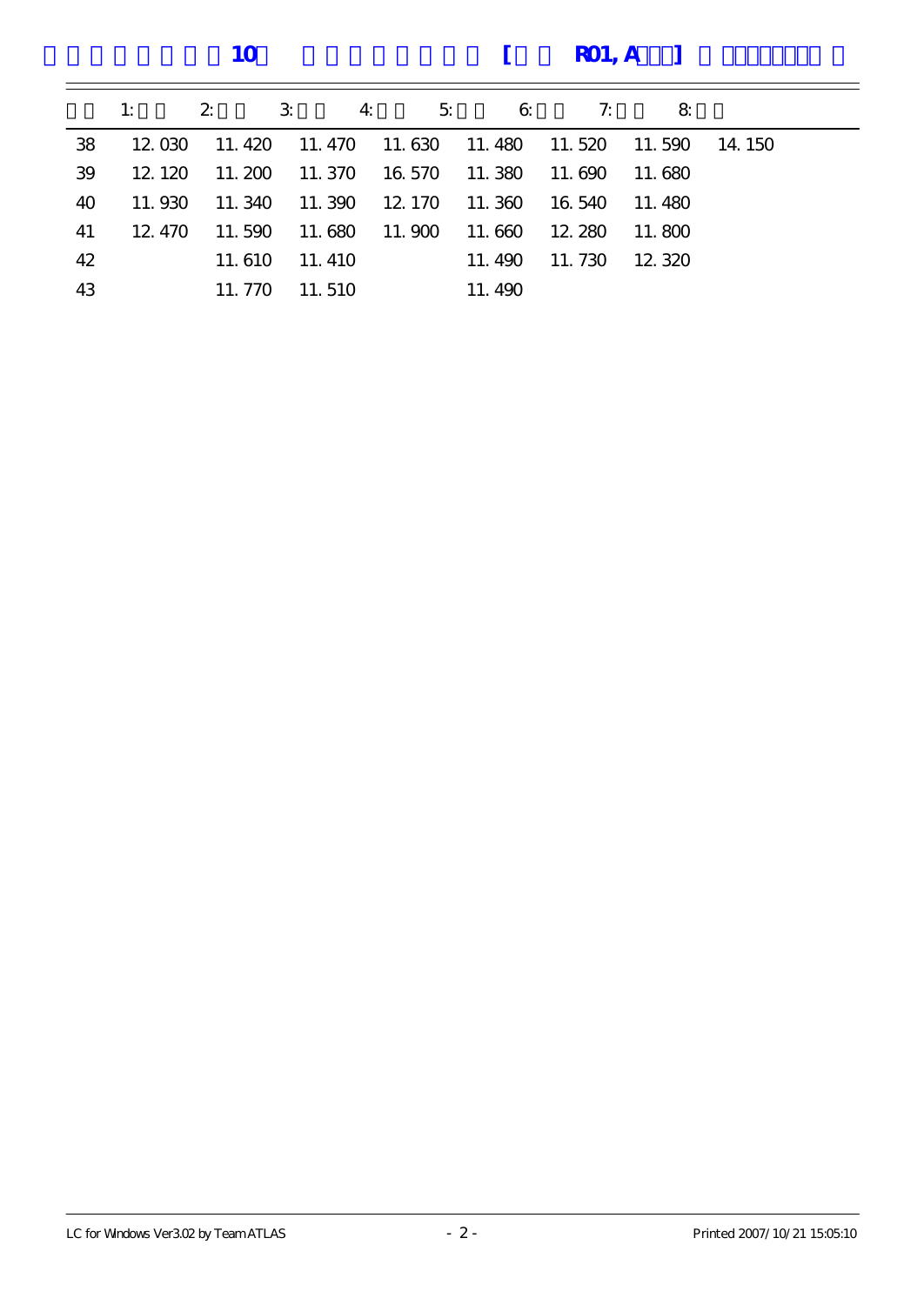| | 1: | 2: | 3: | 4: | 5: | 6: | 7: | 8: |
|---|---|---|---|---|---|---|---|---|
| 38 | 12.030 | 11.420 | 11.470 | 11.630 | 11.480 | 11.520 | 11.590 | 14.150 |
| 39 | 12.120 | 11.200 | 11.370 | 16.570 | 11.380 | 11.690 | 11.680 | |
| 40 | 11.930 | 11.340 | 11.390 | 12.170 | 11.360 | 16.540 | 11.480 | |
| 41 | 12.470 | 11.590 | 11.680 | 11.900 | 11.660 | 12.280 | 11.800 | |
| 42 | | 11.610 | 11.410 | | 11.490 | 11.730 | 12.320 | |
| 43 | | 11.770 | 11.510 | | 11.490 | | | |